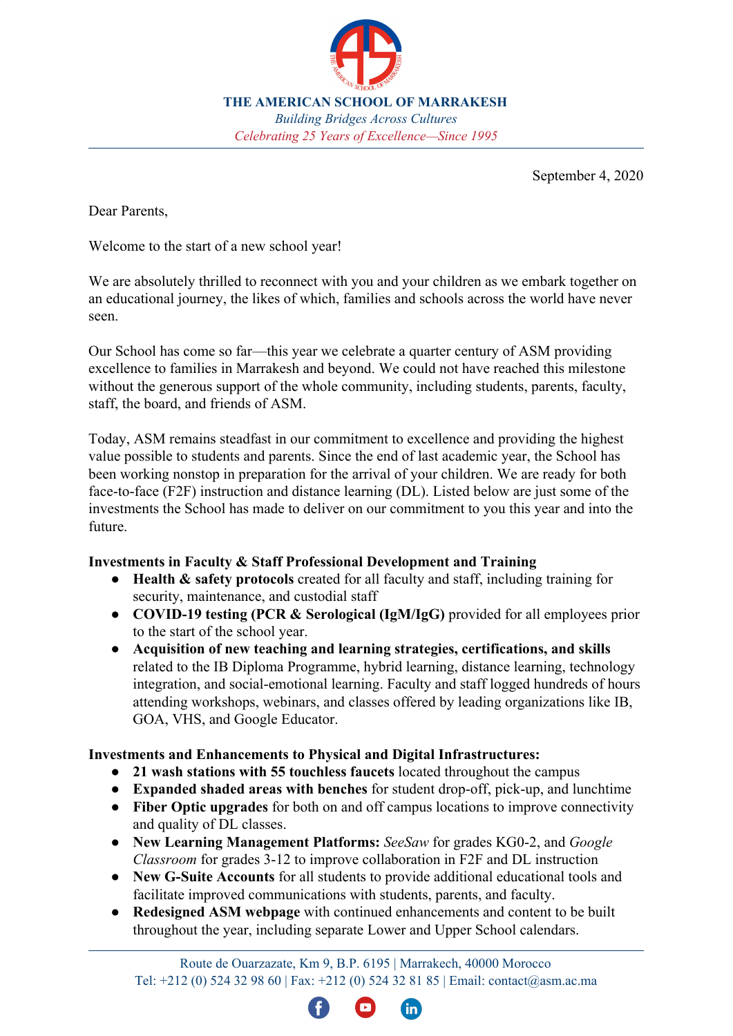# THE AMERICAN SCHOOL OF MARRAKESH

*Building Bridges Across Cultures*

*Celebrating 25 Years of Excellence—Since 1995*

September 4, 2020

Dear Parents,

Welcome to the start of a new school year!

We are absolutely thrilled to reconnect with you and your children as we embark together on an educational journey, the likes of which, families and schools across the world have never seen.

Our School has come so far—this year we celebrate a quarter century of ASM providing excellence to families in Marrakesh and beyond. We could not have reached this milestone without the generous support of the whole community, including students, parents, faculty, staff, the board, and friends of ASM.

Today, ASM remains steadfast in our commitment to excellence and providing the highest value possible to students and parents. Since the end of last academic year, the School has been working nonstop in preparation for the arrival of your children. We are ready for both face-to-face (F2F) instruction and distance learning (DL). Listed below are just some of the investments the School has made to deliver on our commitment to you this year and into the future.

**Investments in Faculty & Staff Professional Development and Training**

- **Health & safety protocols** created for all faculty and staff, including training for security, maintenance, and custodial staff
- **COVID-19 testing (PCR & Serological (IgM/IgG)** provided for all employees prior to the start of the school year.
- **Acquisition of new teaching and learning strategies, certifications, and skills** related to the IB Diploma Programme, hybrid learning, distance learning, technology integration, and social-emotional learning. Faculty and staff logged hundreds of hours attending workshops, webinars, and classes offered by leading organizations like IB, GOA, VHS, and Google Educator.

**Investments and Enhancements to Physical and Digital Infrastructures:**

- **21 wash stations with 55 touchless faucets** located throughout the campus
- **Expanded shaded areas with benches** for student drop-off, pick-up, and lunchtime
- **Fiber Optic upgrades** for both on and off campus locations to improve connectivity and quality of DL classes.
- **New Learning Management Platforms:** *SeeSaw* for grades KG0-2, and *Google Classroom* for grades 3-12 to improve collaboration in F2F and DL instruction
- **New G-Suite Accounts** for all students to provide additional educational tools and facilitate improved communications with students, parents, and faculty.
- **Redesigned ASM webpage** with continued enhancements and content to be built throughout the year, including separate Lower and Upper School calendars.

Route de Ouarzazate, Km 9, B.P. 6195 | Marrakech, 40000 Morocco
Tel: +212 (0) 524 32 98 60 | Fax: +212 (0) 524 32 81 85 | Email: contact@asm.ac.ma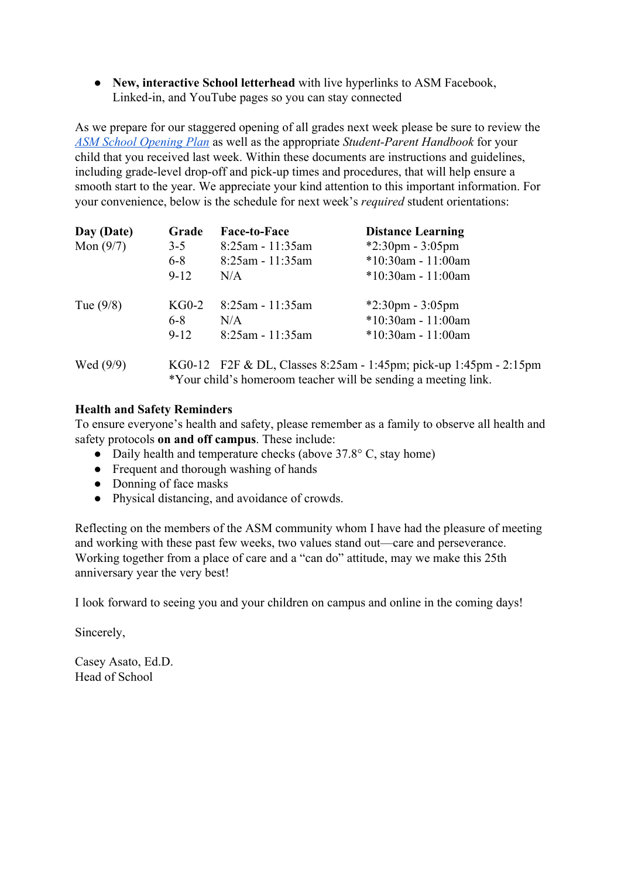- **New, interactive School letterhead** with live hyperlinks to ASM Facebook, Linked-in, and YouTube pages so you can stay connected

As we prepare for our staggered opening of all grades next week please be sure to review the *ASM School Opening Plan* as well as the appropriate *Student-Parent Handbook* for your child that you received last week. Within these documents are instructions and guidelines, including grade-level drop-off and pick-up times and procedures, that will help ensure a smooth start to the year. We appreciate your kind attention to this important information. For your convenience, below is the schedule for next week's *required* student orientations:

| Day (Date) | Grade | Face-to-Face | Distance Learning |
|---|---|---|---|
| Mon (9/7) | 3-5 | 8:25am - 11:35am | *2:30pm - 3:05pm |
| | 6-8 | 8:25am - 11:35am | *10:30am - 11:00am |
| | 9-12 | N/A | *10:30am - 11:00am |
| Tue (9/8) | KG0-2 | 8:25am - 11:35am | *2:30pm - 3:05pm |
| | 6-8 | N/A | *10:30am - 11:00am |
| | 9-12 | 8:25am - 11:35am | *10:30am - 11:00am |
| Wed (9/9) | KG0-12 | F2F & DL, Classes 8:25am - 1:45pm; pick-up 1:45pm - 2:15pm | |

*Your child's homeroom teacher will be sending a meeting link.

**Health and Safety Reminders**

To ensure everyone's health and safety, please remember as a family to observe all health and safety protocols **on and off campus**. These include:

- Daily health and temperature checks (above 37.8° C, stay home)
- Frequent and thorough washing of hands
- Donning of face masks
- Physical distancing, and avoidance of crowds.

Reflecting on the members of the ASM community whom I have had the pleasure of meeting and working with these past few weeks, two values stand out—care and perseverance. Working together from a place of care and a "can do" attitude, may we make this 25th anniversary year the very best!

I look forward to seeing you and your children on campus and online in the coming days!

Sincerely,

Casey Asato, Ed.D.
Head of School